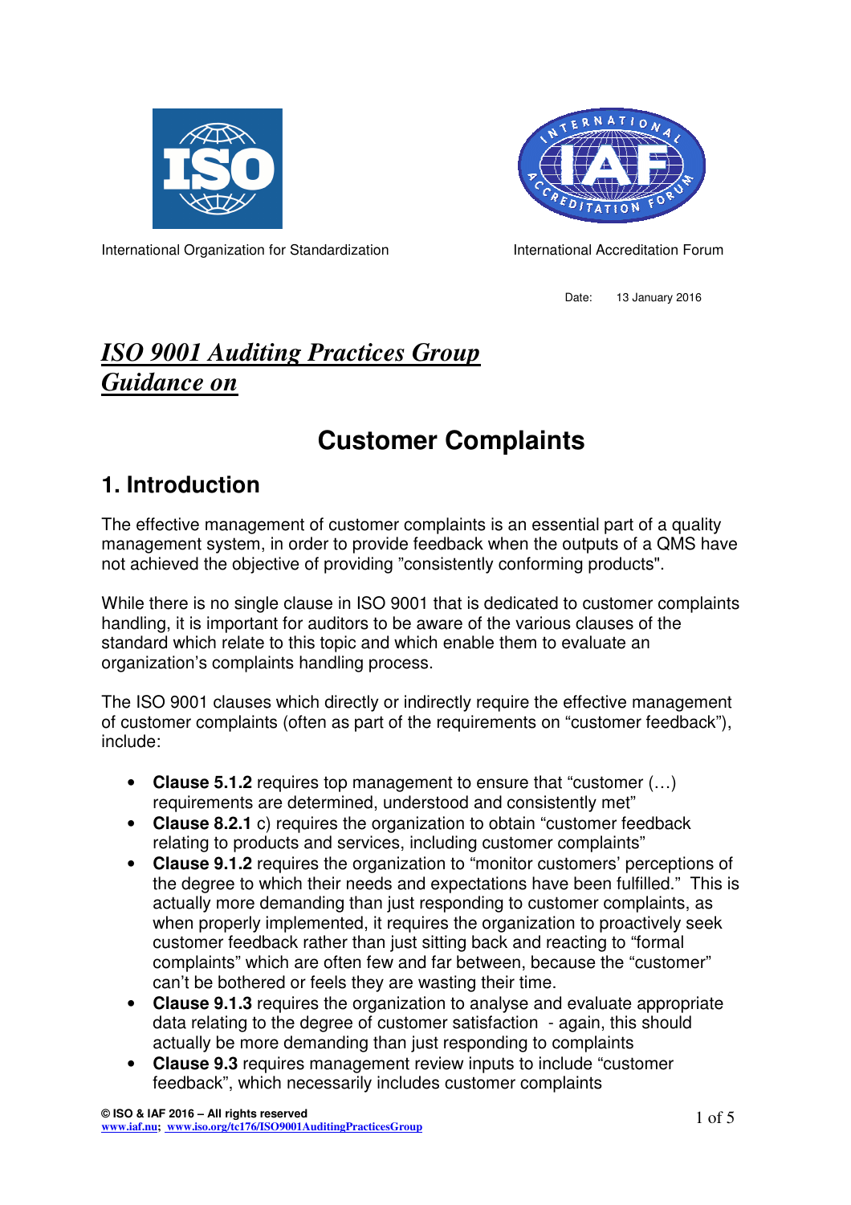International Organization for Standardization

International Accreditation Forum

Date: 13 January 2016

***ISO 9001 Auditing Practices Group Guidance on***

# Customer Complaints

## 1. Introduction

The effective management of customer complaints is an essential part of a quality management system, in order to provide feedback when the outputs of a QMS have not achieved the objective of providing "consistently conforming products".

While there is no single clause in ISO 9001 that is dedicated to customer complaints handling, it is important for auditors to be aware of the various clauses of the standard which relate to this topic and which enable them to evaluate an organization's complaints handling process.

The ISO 9001 clauses which directly or indirectly require the effective management of customer complaints (often as part of the requirements on "customer feedback"), include:

- **Clause 5.1.2** requires top management to ensure that "customer (…) requirements are determined, understood and consistently met"
- **Clause 8.2.1** c) requires the organization to obtain "customer feedback relating to products and services, including customer complaints"
- **Clause 9.1.2** requires the organization to "monitor customers' perceptions of the degree to which their needs and expectations have been fulfilled." This is actually more demanding than just responding to customer complaints, as when properly implemented, it requires the organization to proactively seek customer feedback rather than just sitting back and reacting to "formal complaints" which are often few and far between, because the "customer" can't be bothered or feels they are wasting their time.
- **Clause 9.1.3** requires the organization to analyse and evaluate appropriate data relating to the degree of customer satisfaction - again, this should actually be more demanding than just responding to complaints
- **Clause 9.3** requires management review inputs to include "customer feedback", which necessarily includes customer complaints

© ISO & IAF 2016 – All rights reserved
www.iaf.nu; www.iso.org/tc176/ISO9001AuditingPracticesGroup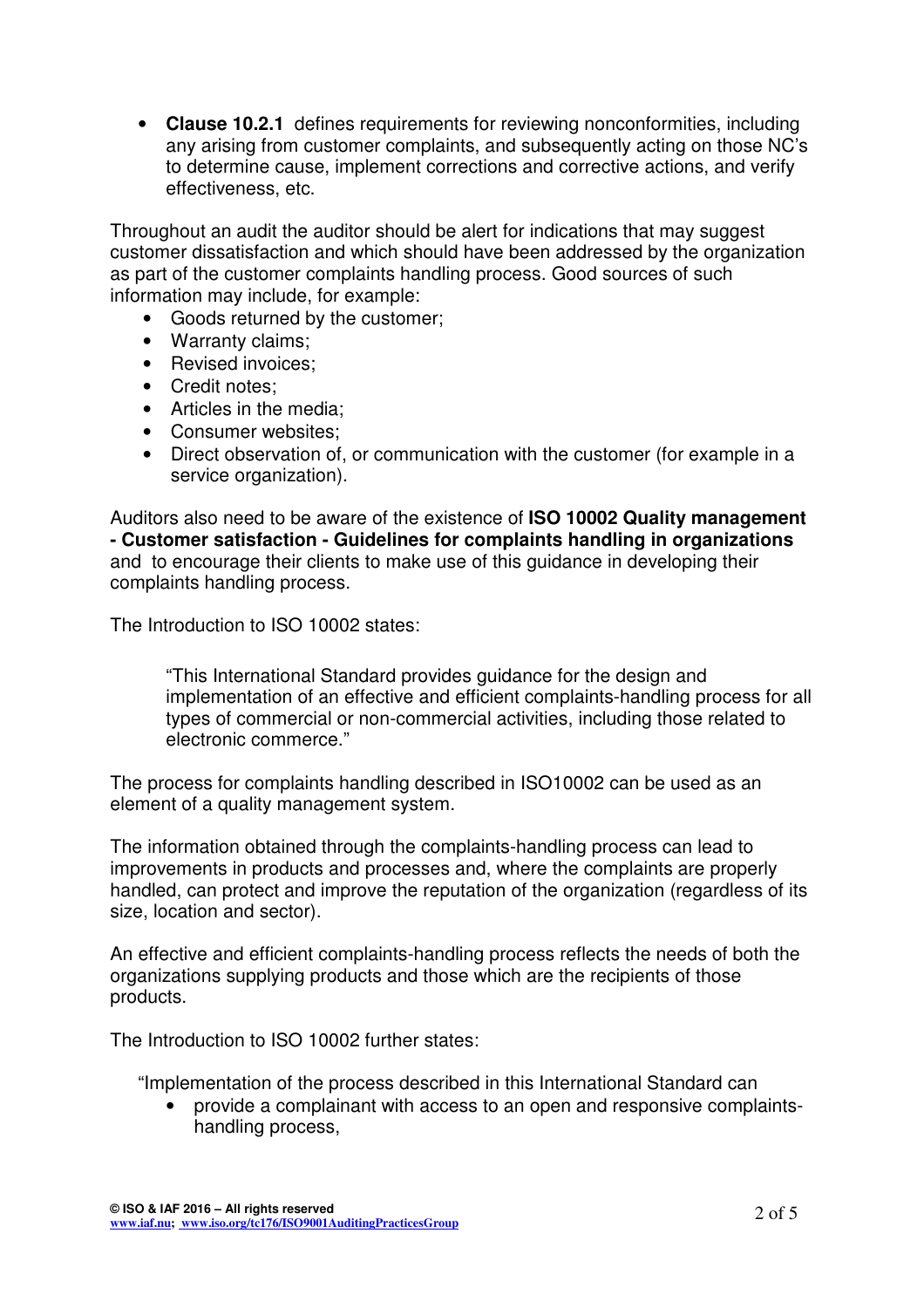- **Clause 10.2.1** defines requirements for reviewing nonconformities, including any arising from customer complaints, and subsequently acting on those NC's to determine cause, implement corrections and corrective actions, and verify effectiveness, etc.

Throughout an audit the auditor should be alert for indications that may suggest customer dissatisfaction and which should have been addressed by the organization as part of the customer complaints handling process. Good sources of such information may include, for example:

- Goods returned by the customer;
- Warranty claims;
- Revised invoices;
- Credit notes;
- Articles in the media;
- Consumer websites;
- Direct observation of, or communication with the customer (for example in a service organization).

Auditors also need to be aware of the existence of **ISO 10002 Quality management - Customer satisfaction - Guidelines for complaints handling in organizations** and to encourage their clients to make use of this guidance in developing their complaints handling process.

The Introduction to ISO 10002 states:

> "This International Standard provides guidance for the design and implementation of an effective and efficient complaints-handling process for all types of commercial or non-commercial activities, including those related to electronic commerce."

The process for complaints handling described in ISO10002 can be used as an element of a quality management system.

The information obtained through the complaints-handling process can lead to improvements in products and processes and, where the complaints are properly handled, can protect and improve the reputation of the organization (regardless of its size, location and sector).

An effective and efficient complaints-handling process reflects the needs of both the organizations supplying products and those which are the recipients of those products.

The Introduction to ISO 10002 further states:

"Implementation of the process described in this International Standard can

- provide a complainant with access to an open and responsive complaints-handling process,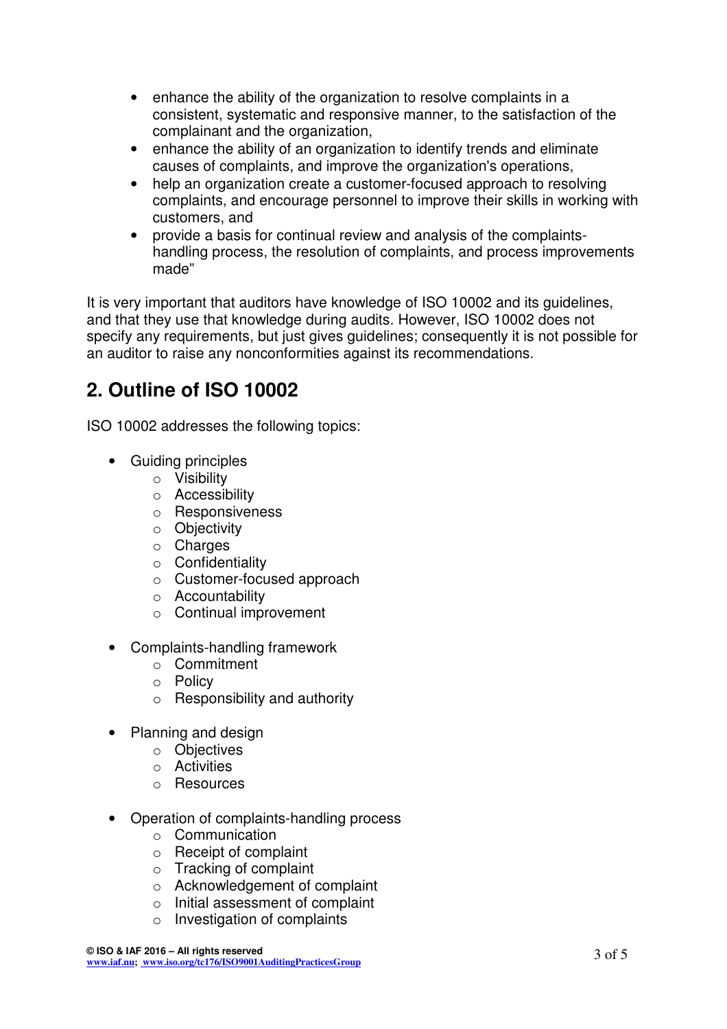- enhance the ability of the organization to resolve complaints in a consistent, systematic and responsive manner, to the satisfaction of the complainant and the organization,
- enhance the ability of an organization to identify trends and eliminate causes of complaints, and improve the organization's operations,
- help an organization create a customer-focused approach to resolving complaints, and encourage personnel to improve their skills in working with customers, and
- provide a basis for continual review and analysis of the complaints-handling process, the resolution of complaints, and process improvements made"

It is very important that auditors have knowledge of ISO 10002 and its guidelines, and that they use that knowledge during audits. However, ISO 10002 does not specify any requirements, but just gives guidelines; consequently it is not possible for an auditor to raise any nonconformities against its recommendations.

## 2. Outline of ISO 10002

ISO 10002 addresses the following topics:

- Guiding principles
  - Visibility
  - Accessibility
  - Responsiveness
  - Objectivity
  - Charges
  - Confidentiality
  - Customer-focused approach
  - Accountability
  - Continual improvement

- Complaints-handling framework
  - Commitment
  - Policy
  - Responsibility and authority

- Planning and design
  - Objectives
  - Activities
  - Resources

- Operation of complaints-handling process
  - Communication
  - Receipt of complaint
  - Tracking of complaint
  - Acknowledgement of complaint
  - Initial assessment of complaint
  - Investigation of complaints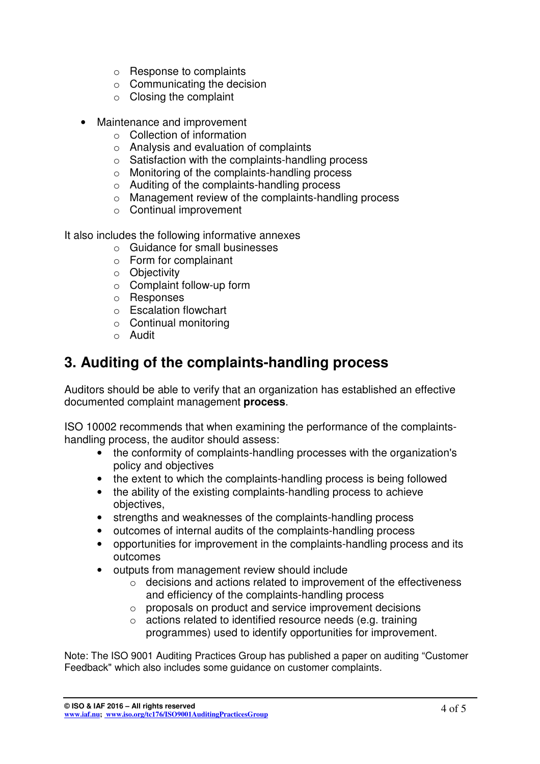- Response to complaints
  - Communicating the decision
  - Closing the complaint

- Maintenance and improvement
  - Collection of information
  - Analysis and evaluation of complaints
  - Satisfaction with the complaints-handling process
  - Monitoring of the complaints-handling process
  - Auditing of the complaints-handling process
  - Management review of the complaints-handling process
  - Continual improvement

It also includes the following informative annexes

  - Guidance for small businesses
  - Form for complainant
  - Objectivity
  - Complaint follow-up form
  - Responses
  - Escalation flowchart
  - Continual monitoring
  - Audit

## 3. Auditing of the complaints-handling process

Auditors should be able to verify that an organization has established an effective documented complaint management **process**.

ISO 10002 recommends that when examining the performance of the complaints-handling process, the auditor should assess:

- the conformity of complaints-handling processes with the organization's policy and objectives
- the extent to which the complaints-handling process is being followed
- the ability of the existing complaints-handling process to achieve objectives,
- strengths and weaknesses of the complaints-handling process
- outcomes of internal audits of the complaints-handling process
- opportunities for improvement in the complaints-handling process and its outcomes
- outputs from management review should include
  - decisions and actions related to improvement of the effectiveness and efficiency of the complaints-handling process
  - proposals on product and service improvement decisions
  - actions related to identified resource needs (e.g. training programmes) used to identify opportunities for improvement.

Note: The ISO 9001 Auditing Practices Group has published a paper on auditing "Customer Feedback" which also includes some guidance on customer complaints.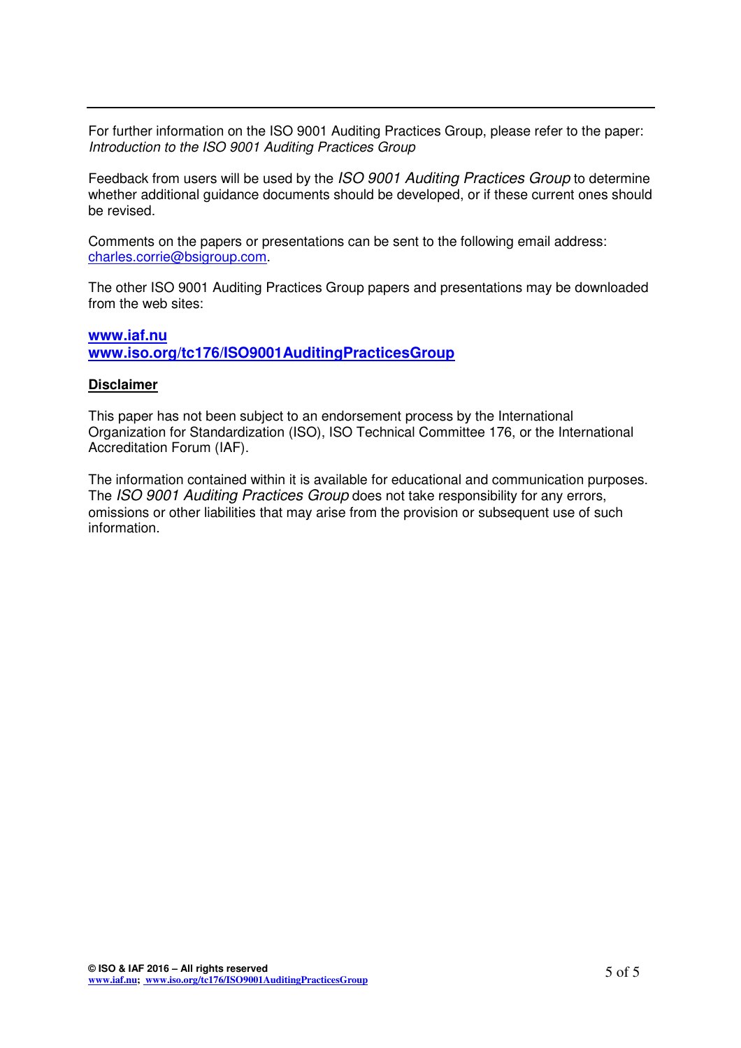For further information on the ISO 9001 Auditing Practices Group, please refer to the paper: *Introduction to the ISO 9001 Auditing Practices Group*

Feedback from users will be used by the *ISO 9001 Auditing Practices Group* to determine whether additional guidance documents should be developed, or if these current ones should be revised.

Comments on the papers or presentations can be sent to the following email address: charles.corrie@bsigroup.com.

The other ISO 9001 Auditing Practices Group papers and presentations may be downloaded from the web sites:

**www.iaf.nu**
**www.iso.org/tc176/ISO9001AuditingPracticesGroup**

**Disclaimer**

This paper has not been subject to an endorsement process by the International Organization for Standardization (ISO), ISO Technical Committee 176, or the International Accreditation Forum (IAF).

The information contained within it is available for educational and communication purposes. The *ISO 9001 Auditing Practices Group* does not take responsibility for any errors, omissions or other liabilities that may arise from the provision or subsequent use of such information.